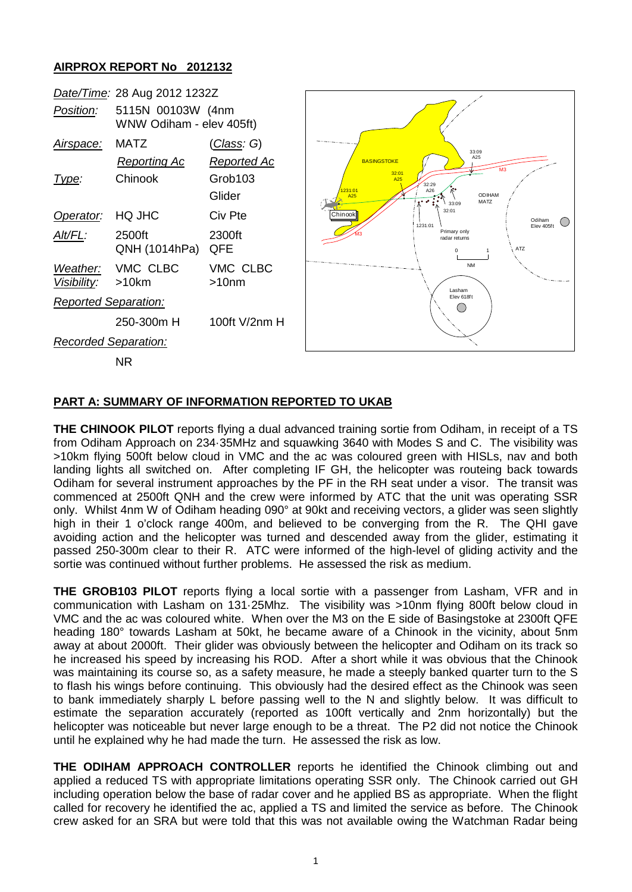## AIRPROX REPORT No 2012132

| | | |
|---|---|---|
| *Date/Time:* | 28 Aug 2012 1232Z | |
| *Position:* | 5115N 00103W (4nm WNW Odiham - elev 405ft) | |
| *Airspace:* | MATZ | (*Class*: G) |
| | *Reporting Ac* | *Reported Ac* |
| *Type:* | Chinook | Grob103 Glider |
| *Operator:* | HQ JHC | Civ Pte |
| *Alt/FL:* | 2500ft QNH (1014hPa) | 2300ft QFE |
| *Weather:* *Visibility:* | VMC CLBC >10km | VMC CLBC >10nm |
| *Reported Separation:* | | |
| | 250-300m H | 100ft V/2nm H |
| *Recorded Separation:* | | |
| | NR | |

### PART A: SUMMARY OF INFORMATION REPORTED TO UKAB

**THE CHINOOK PILOT** reports flying a dual advanced training sortie from Odiham, in receipt of a TS from Odiham Approach on 234·35MHz and squawking 3640 with Modes S and C. The visibility was >10km flying 500ft below cloud in VMC and the ac was coloured green with HISLs, nav and both landing lights all switched on. After completing IF GH, the helicopter was routeing back towards Odiham for several instrument approaches by the PF in the RH seat under a visor. The transit was commenced at 2500ft QNH and the crew were informed by ATC that the unit was operating SSR only. Whilst 4nm W of Odiham heading 090° at 90kt and receiving vectors, a glider was seen slightly high in their 1 o'clock range 400m, and believed to be converging from the R. The QHI gave avoiding action and the helicopter was turned and descended away from the glider, estimating it passed 250-300m clear to their R. ATC were informed of the high-level of gliding activity and the sortie was continued without further problems. He assessed the risk as medium.

**THE GROB103 PILOT** reports flying a local sortie with a passenger from Lasham, VFR and in communication with Lasham on 131·25Mhz. The visibility was >10nm flying 800ft below cloud in VMC and the ac was coloured white. When over the M3 on the E side of Basingstoke at 2300ft QFE heading 180° towards Lasham at 50kt, he became aware of a Chinook in the vicinity, about 5nm away at about 2000ft. Their glider was obviously between the helicopter and Odiham on its track so he increased his speed by increasing his ROD. After a short while it was obvious that the Chinook was maintaining its course so, as a safety measure, he made a steeply banked quarter turn to the S to flash his wings before continuing. This obviously had the desired effect as the Chinook was seen to bank immediately sharply L before passing well to the N and slightly below. It was difficult to estimate the separation accurately (reported as 100ft vertically and 2nm horizontally) but the helicopter was noticeable but never large enough to be a threat. The P2 did not notice the Chinook until he explained why he had made the turn. He assessed the risk as low.

**THE ODIHAM APPROACH CONTROLLER** reports he identified the Chinook climbing out and applied a reduced TS with appropriate limitations operating SSR only. The Chinook carried out GH including operation below the base of radar cover and he applied BS as appropriate. When the flight called for recovery he identified the ac, applied a TS and limited the service as before. The Chinook crew asked for an SRA but were told that this was not available owing the Watchman Radar being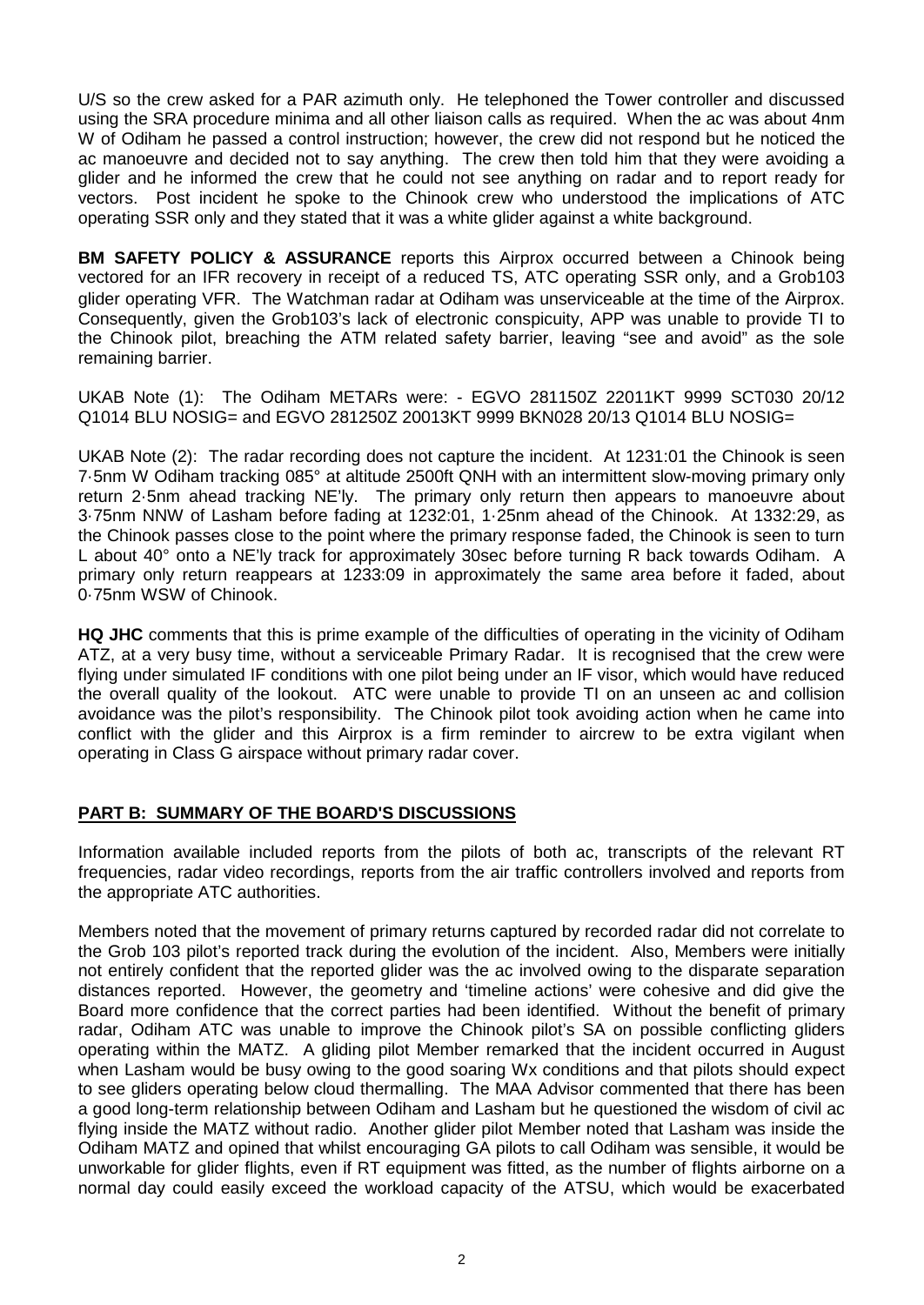U/S so the crew asked for a PAR azimuth only. He telephoned the Tower controller and discussed using the SRA procedure minima and all other liaison calls as required. When the ac was about 4nm W of Odiham he passed a control instruction; however, the crew did not respond but he noticed the ac manoeuvre and decided not to say anything. The crew then told him that they were avoiding a glider and he informed the crew that he could not see anything on radar and to report ready for vectors. Post incident he spoke to the Chinook crew who understood the implications of ATC operating SSR only and they stated that it was a white glider against a white background.

**BM SAFETY POLICY & ASSURANCE** reports this Airprox occurred between a Chinook being vectored for an IFR recovery in receipt of a reduced TS, ATC operating SSR only, and a Grob103 glider operating VFR. The Watchman radar at Odiham was unserviceable at the time of the Airprox. Consequently, given the Grob103's lack of electronic conspicuity, APP was unable to provide TI to the Chinook pilot, breaching the ATM related safety barrier, leaving "see and avoid" as the sole remaining barrier.

UKAB Note (1): The Odiham METARs were: - EGVO 281150Z 22011KT 9999 SCT030 20/12 Q1014 BLU NOSIG= and EGVO 281250Z 20013KT 9999 BKN028 20/13 Q1014 BLU NOSIG=

UKAB Note (2): The radar recording does not capture the incident. At 1231:01 the Chinook is seen 7·5nm W Odiham tracking 085° at altitude 2500ft QNH with an intermittent slow-moving primary only return 2·5nm ahead tracking NE'ly. The primary only return then appears to manoeuvre about 3·75nm NNW of Lasham before fading at 1232:01, 1·25nm ahead of the Chinook. At 1332:29, as the Chinook passes close to the point where the primary response faded, the Chinook is seen to turn L about 40° onto a NE'ly track for approximately 30sec before turning R back towards Odiham. A primary only return reappears at 1233:09 in approximately the same area before it faded, about 0·75nm WSW of Chinook.

**HQ JHC** comments that this is prime example of the difficulties of operating in the vicinity of Odiham ATZ, at a very busy time, without a serviceable Primary Radar. It is recognised that the crew were flying under simulated IF conditions with one pilot being under an IF visor, which would have reduced the overall quality of the lookout. ATC were unable to provide TI on an unseen ac and collision avoidance was the pilot's responsibility. The Chinook pilot took avoiding action when he came into conflict with the glider and this Airprox is a firm reminder to aircrew to be extra vigilant when operating in Class G airspace without primary radar cover.

## PART B: SUMMARY OF THE BOARD'S DISCUSSIONS

Information available included reports from the pilots of both ac, transcripts of the relevant RT frequencies, radar video recordings, reports from the air traffic controllers involved and reports from the appropriate ATC authorities.

Members noted that the movement of primary returns captured by recorded radar did not correlate to the Grob 103 pilot's reported track during the evolution of the incident. Also, Members were initially not entirely confident that the reported glider was the ac involved owing to the disparate separation distances reported. However, the geometry and 'timeline actions' were cohesive and did give the Board more confidence that the correct parties had been identified. Without the benefit of primary radar, Odiham ATC was unable to improve the Chinook pilot's SA on possible conflicting gliders operating within the MATZ. A gliding pilot Member remarked that the incident occurred in August when Lasham would be busy owing to the good soaring Wx conditions and that pilots should expect to see gliders operating below cloud thermalling. The MAA Advisor commented that there has been a good long-term relationship between Odiham and Lasham but he questioned the wisdom of civil ac flying inside the MATZ without radio. Another glider pilot Member noted that Lasham was inside the Odiham MATZ and opined that whilst encouraging GA pilots to call Odiham was sensible, it would be unworkable for glider flights, even if RT equipment was fitted, as the number of flights airborne on a normal day could easily exceed the workload capacity of the ATSU, which would be exacerbated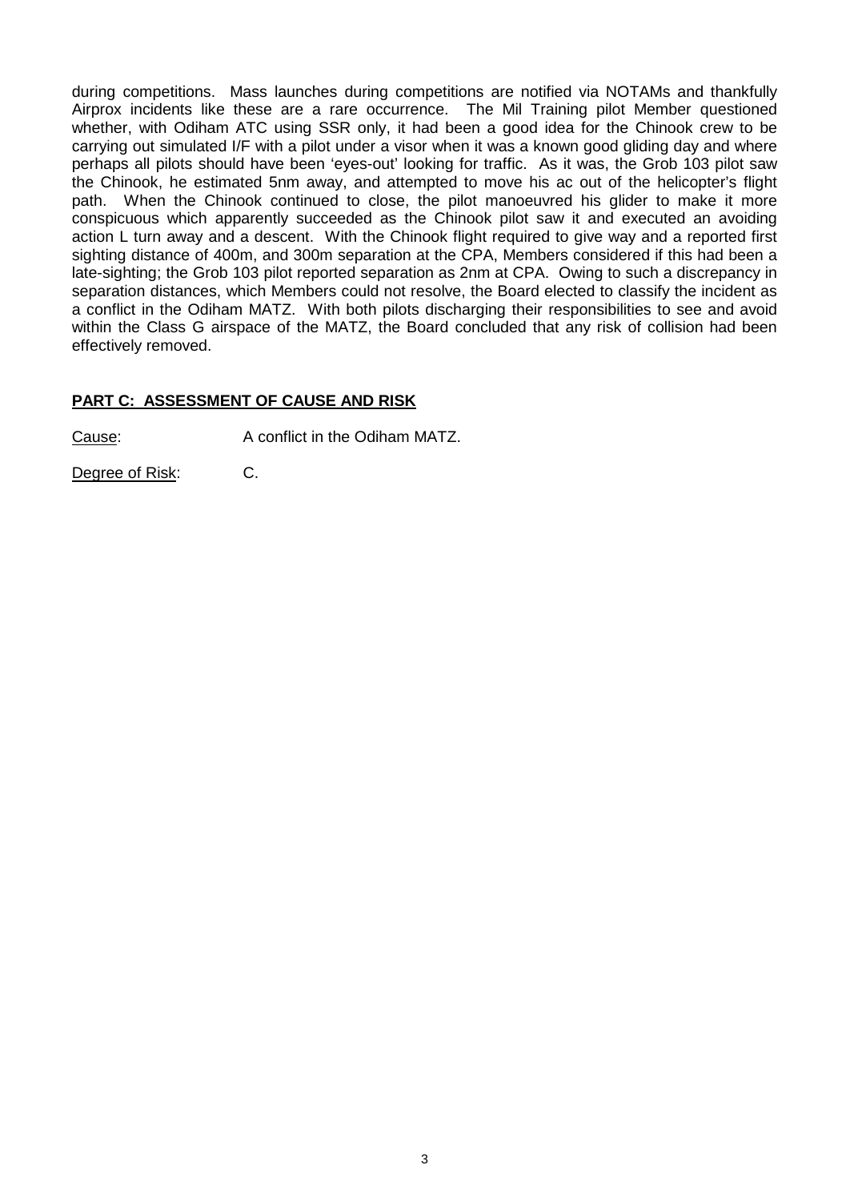during competitions. Mass launches during competitions are notified via NOTAMs and thankfully Airprox incidents like these are a rare occurrence. The Mil Training pilot Member questioned whether, with Odiham ATC using SSR only, it had been a good idea for the Chinook crew to be carrying out simulated I/F with a pilot under a visor when it was a known good gliding day and where perhaps all pilots should have been 'eyes-out' looking for traffic. As it was, the Grob 103 pilot saw the Chinook, he estimated 5nm away, and attempted to move his ac out of the helicopter's flight path. When the Chinook continued to close, the pilot manoeuvred his glider to make it more conspicuous which apparently succeeded as the Chinook pilot saw it and executed an avoiding action L turn away and a descent. With the Chinook flight required to give way and a reported first sighting distance of 400m, and 300m separation at the CPA, Members considered if this had been a late-sighting; the Grob 103 pilot reported separation as 2nm at CPA. Owing to such a discrepancy in separation distances, which Members could not resolve, the Board elected to classify the incident as a conflict in the Odiham MATZ. With both pilots discharging their responsibilities to see and avoid within the Class G airspace of the MATZ, the Board concluded that any risk of collision had been effectively removed.

## PART C: ASSESSMENT OF CAUSE AND RISK

Cause: A conflict in the Odiham MATZ.

Degree of Risk: C.